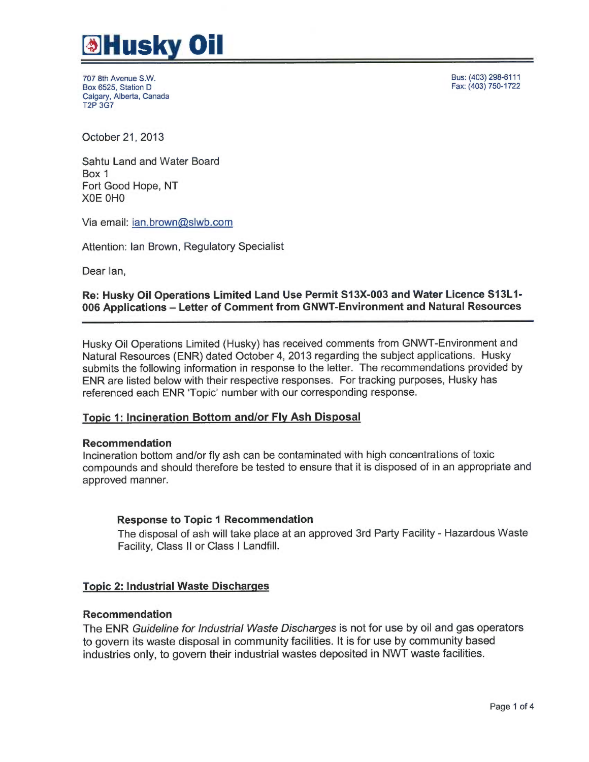# Husky Oil

707 8th Avenue S.W.
Box 6525, Station D
Calgary, Alberta, Canada
T2P 3G7

Bus: (403) 298-6111
Fax: (403) 750-1722

October 21, 2013

Sahtu Land and Water Board
Box 1
Fort Good Hope, NT
X0E 0H0

Via email: ian.brown@slwb.com

Attention: Ian Brown, Regulatory Specialist

Dear Ian,

**Re: Husky Oil Operations Limited Land Use Permit S13X-003 and Water Licence S13L1-006 Applications – Letter of Comment from GNWT-Environment and Natural Resources**

Husky Oil Operations Limited (Husky) has received comments from GNWT-Environment and Natural Resources (ENR) dated October 4, 2013 regarding the subject applications. Husky submits the following information in response to the letter. The recommendations provided by ENR are listed below with their respective responses. For tracking purposes, Husky has referenced each ENR 'Topic' number with our corresponding response.

## Topic 1: Incineration Bottom and/or Fly Ash Disposal

### Recommendation

Incineration bottom and/or fly ash can be contaminated with high concentrations of toxic compounds and should therefore be tested to ensure that it is disposed of in an appropriate and approved manner.

#### Response to Topic 1 Recommendation

The disposal of ash will take place at an approved 3rd Party Facility - Hazardous Waste Facility, Class II or Class I Landfill.

## Topic 2: Industrial Waste Discharges

### Recommendation

The ENR *Guideline for Industrial Waste Discharges* is not for use by oil and gas operators to govern its waste disposal in community facilities. It is for use by community based industries only, to govern their industrial wastes deposited in NWT waste facilities.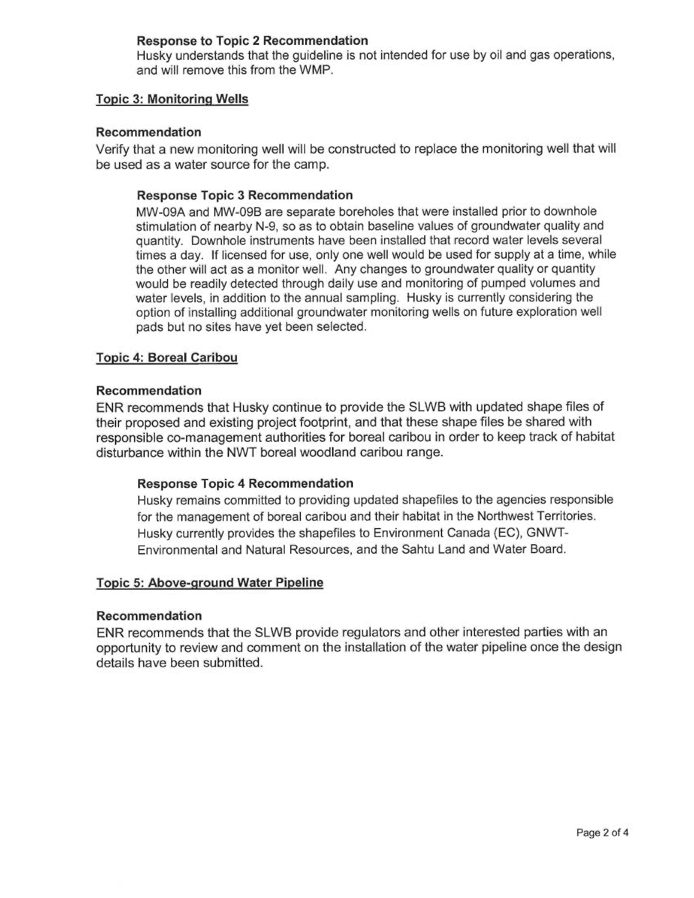**Response to Topic 2 Recommendation**

Husky understands that the guideline is not intended for use by oil and gas operations, and will remove this from the WMP.

## Topic 3: Monitoring Wells

**Recommendation**

Verify that a new monitoring well will be constructed to replace the monitoring well that will be used as a water source for the camp.

**Response Topic 3 Recommendation**

MW-09A and MW-09B are separate boreholes that were installed prior to downhole stimulation of nearby N-9, so as to obtain baseline values of groundwater quality and quantity. Downhole instruments have been installed that record water levels several times a day. If licensed for use, only one well would be used for supply at a time, while the other will act as a monitor well. Any changes to groundwater quality or quantity would be readily detected through daily use and monitoring of pumped volumes and water levels, in addition to the annual sampling. Husky is currently considering the option of installing additional groundwater monitoring wells on future exploration well pads but no sites have yet been selected.

## Topic 4: Boreal Caribou

**Recommendation**

ENR recommends that Husky continue to provide the SLWB with updated shape files of their proposed and existing project footprint, and that these shape files be shared with responsible co-management authorities for boreal caribou in order to keep track of habitat disturbance within the NWT boreal woodland caribou range.

**Response Topic 4 Recommendation**

Husky remains committed to providing updated shapefiles to the agencies responsible for the management of boreal caribou and their habitat in the Northwest Territories. Husky currently provides the shapefiles to Environment Canada (EC), GNWT-Environmental and Natural Resources, and the Sahtu Land and Water Board.

## Topic 5: Above-ground Water Pipeline

**Recommendation**

ENR recommends that the SLWB provide regulators and other interested parties with an opportunity to review and comment on the installation of the water pipeline once the design details have been submitted.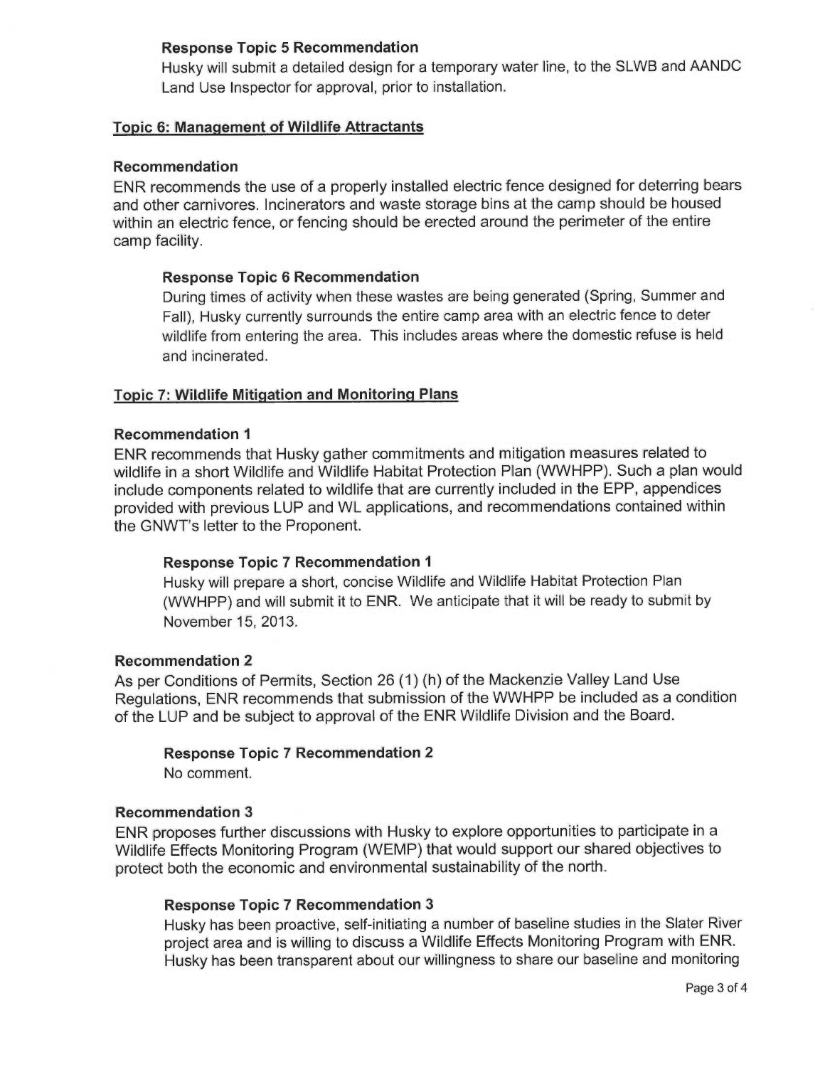**Response Topic 5 Recommendation**

Husky will submit a detailed design for a temporary water line, to the SLWB and AANDC Land Use Inspector for approval, prior to installation.

## Topic 6: Management of Wildlife Attractants

**Recommendation**

ENR recommends the use of a properly installed electric fence designed for deterring bears and other carnivores. Incinerators and waste storage bins at the camp should be housed within an electric fence, or fencing should be erected around the perimeter of the entire camp facility.

**Response Topic 6 Recommendation**

During times of activity when these wastes are being generated (Spring, Summer and Fall), Husky currently surrounds the entire camp area with an electric fence to deter wildlife from entering the area. This includes areas where the domestic refuse is held and incinerated.

## Topic 7: Wildlife Mitigation and Monitoring Plans

**Recommendation 1**

ENR recommends that Husky gather commitments and mitigation measures related to wildlife in a short Wildlife and Wildlife Habitat Protection Plan (WWHPP). Such a plan would include components related to wildlife that are currently included in the EPP, appendices provided with previous LUP and WL applications, and recommendations contained within the GNWT's letter to the Proponent.

**Response Topic 7 Recommendation 1**

Husky will prepare a short, concise Wildlife and Wildlife Habitat Protection Plan (WWHPP) and will submit it to ENR. We anticipate that it will be ready to submit by November 15, 2013.

**Recommendation 2**

As per Conditions of Permits, Section 26 (1) (h) of the Mackenzie Valley Land Use Regulations, ENR recommends that submission of the WWHPP be included as a condition of the LUP and be subject to approval of the ENR Wildlife Division and the Board.

**Response Topic 7 Recommendation 2**

No comment.

**Recommendation 3**

ENR proposes further discussions with Husky to explore opportunities to participate in a Wildlife Effects Monitoring Program (WEMP) that would support our shared objectives to protect both the economic and environmental sustainability of the north.

**Response Topic 7 Recommendation 3**

Husky has been proactive, self-initiating a number of baseline studies in the Slater River project area and is willing to discuss a Wildlife Effects Monitoring Program with ENR. Husky has been transparent about our willingness to share our baseline and monitoring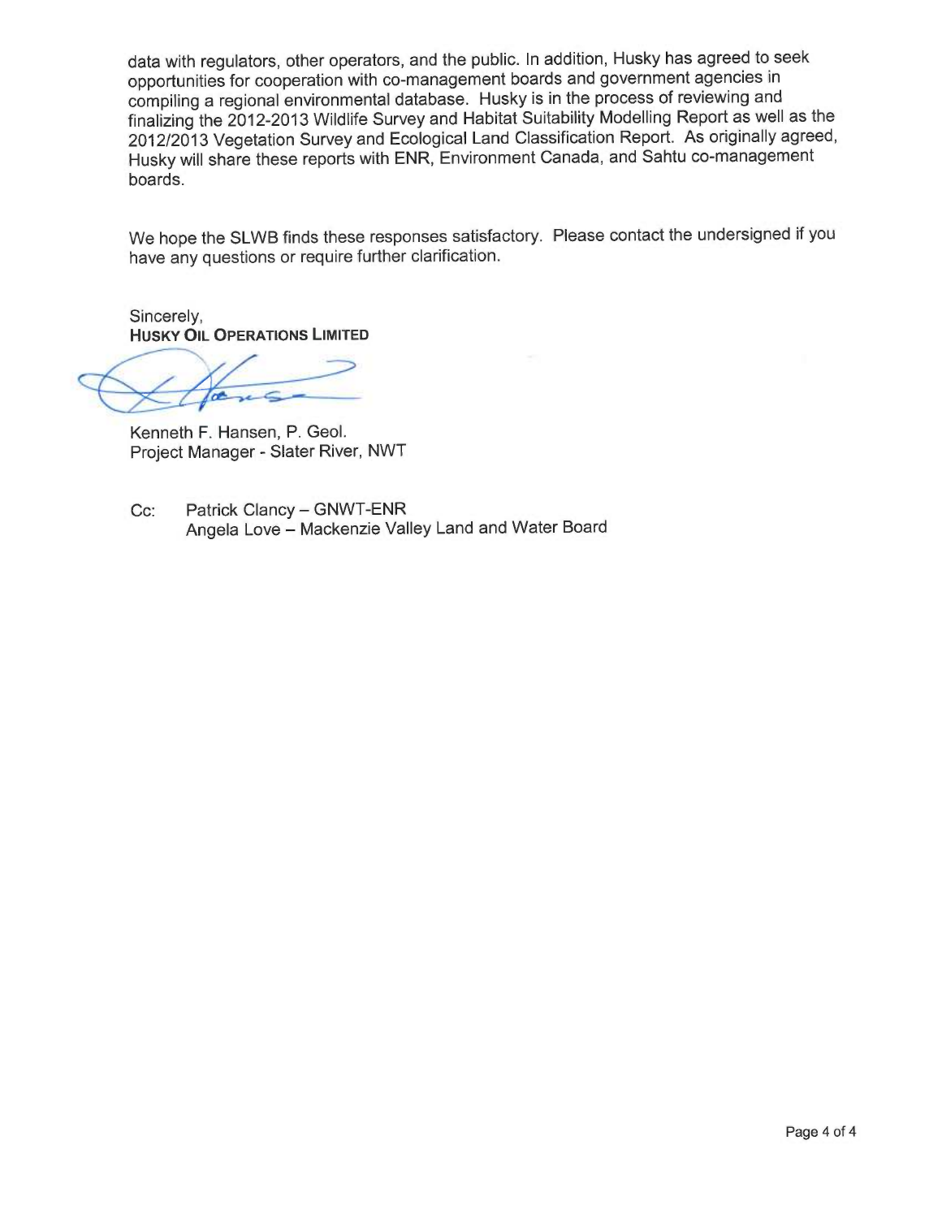data with regulators, other operators, and the public. In addition, Husky has agreed to seek opportunities for cooperation with co-management boards and government agencies in compiling a regional environmental database. Husky is in the process of reviewing and finalizing the 2012-2013 Wildlife Survey and Habitat Suitability Modelling Report as well as the 2012/2013 Vegetation Survey and Ecological Land Classification Report. As originally agreed, Husky will share these reports with ENR, Environment Canada, and Sahtu co-management boards.

We hope the SLWB finds these responses satisfactory. Please contact the undersigned if you have any questions or require further clarification.

Sincerely,
**HUSKY OIL OPERATIONS LIMITED**

Kenneth F. Hansen, P. Geol.
Project Manager - Slater River, NWT

Cc: Patrick Clancy – GNWT-ENR
Angela Love – Mackenzie Valley Land and Water Board